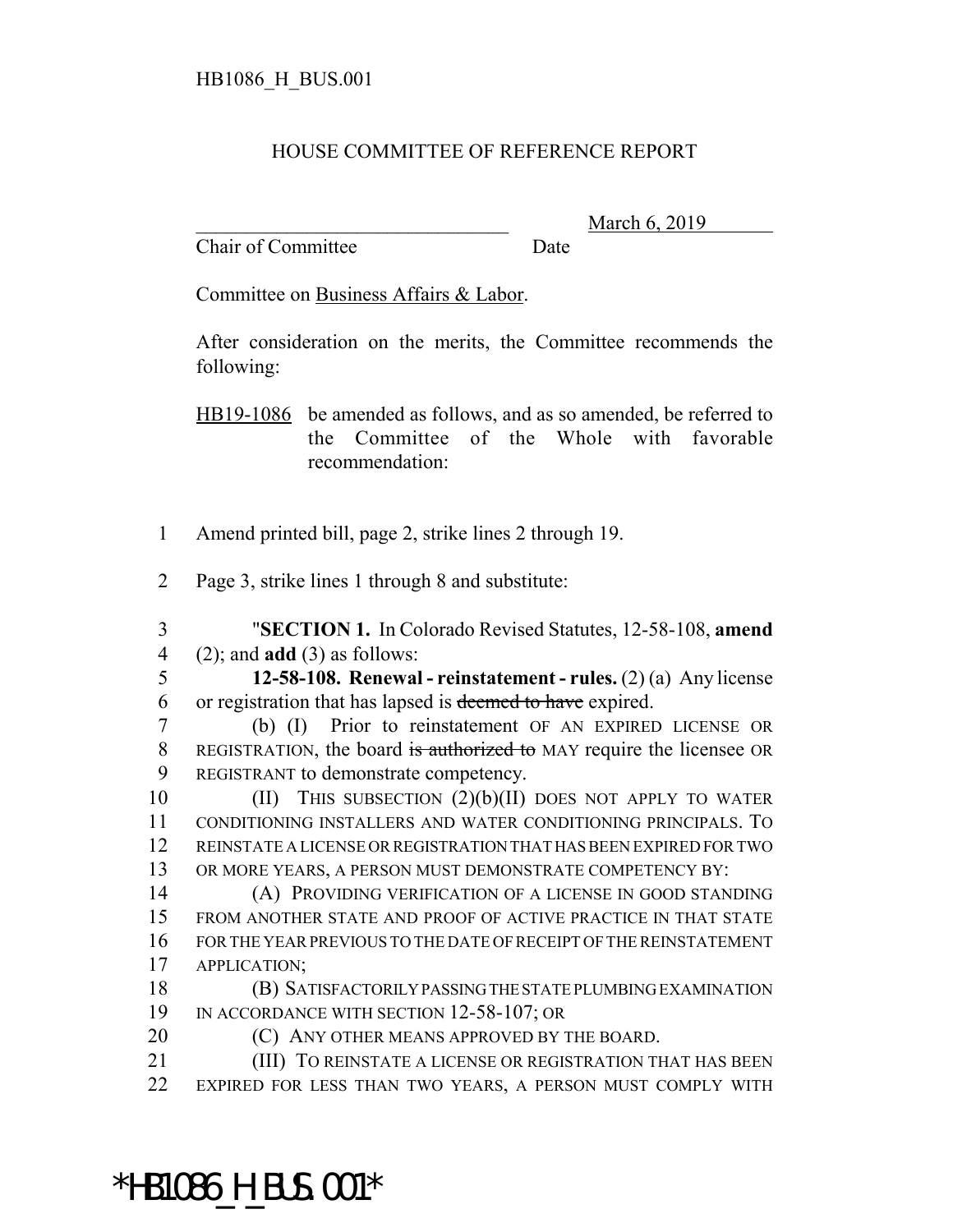HB1086_H_BUS.001

HOUSE COMMITTEE OF REFERENCE REPORT

_______________________________ March 6, 2019
Chair of Committee Date

Committee on Business Affairs & Labor.

After consideration on the merits, the Committee recommends the following:

HB19-1086 be amended as follows, and as so amended, be referred to the Committee of the Whole with favorable recommendation:

1 Amend printed bill, page 2, strike lines 2 through 19.

2 Page 3, strike lines 1 through 8 and substitute:

3 "**SECTION 1.** In Colorado Revised Statutes, 12-58-108, **amend**
4 (2); and **add** (3) as follows:
5 **12-58-108. Renewal - reinstatement - rules.** (2) (a) Any license
6 or registration that has lapsed is ~~deemed to have~~ expired.
7 (b) (I) Prior to reinstatement OF AN EXPIRED LICENSE OR
8 REGISTRATION, the board ~~is authorized to~~ MAY require the licensee OR
9 REGISTRANT to demonstrate competency.
10 (II) THIS SUBSECTION (2)(b)(II) DOES NOT APPLY TO WATER
11 CONDITIONING INSTALLERS AND WATER CONDITIONING PRINCIPALS. TO
12 REINSTATE A LICENSE OR REGISTRATION THAT HAS BEEN EXPIRED FOR TWO
13 OR MORE YEARS, A PERSON MUST DEMONSTRATE COMPETENCY BY:
14 (A) PROVIDING VERIFICATION OF A LICENSE IN GOOD STANDING
15 FROM ANOTHER STATE AND PROOF OF ACTIVE PRACTICE IN THAT STATE
16 FOR THE YEAR PREVIOUS TO THE DATE OF RECEIPT OF THE REINSTATEMENT
17 APPLICATION;
18 (B) SATISFACTORILY PASSING THE STATE PLUMBING EXAMINATION
19 IN ACCORDANCE WITH SECTION 12-58-107; OR
20 (C) ANY OTHER MEANS APPROVED BY THE BOARD.
21 (III) TO REINSTATE A LICENSE OR REGISTRATION THAT HAS BEEN
22 EXPIRED FOR LESS THAN TWO YEARS, A PERSON MUST COMPLY WITH

*HB1086_H_BUS.001*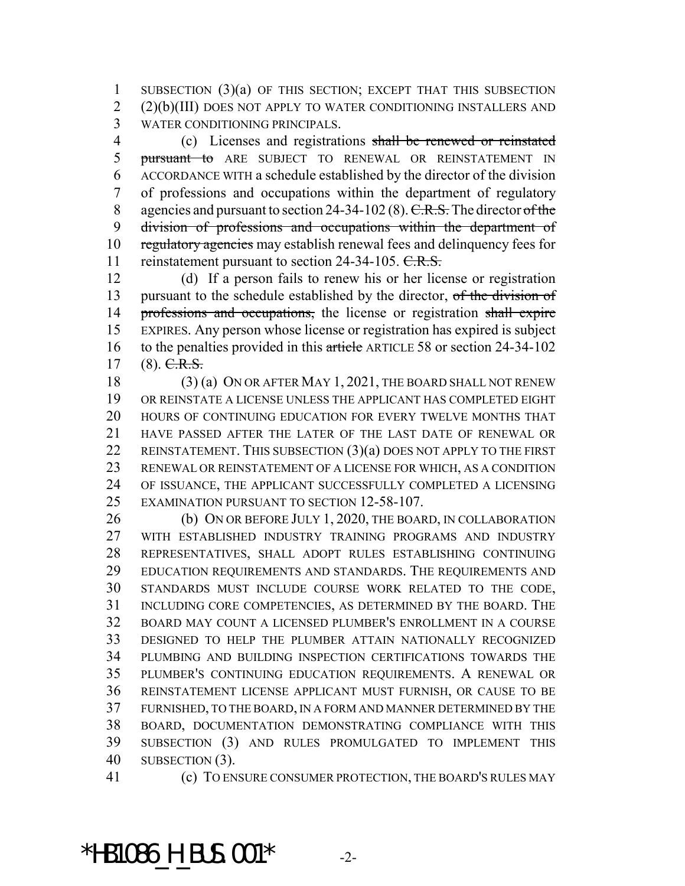SUBSECTION (3)(a) OF THIS SECTION; EXCEPT THAT THIS SUBSECTION (2)(b)(III) DOES NOT APPLY TO WATER CONDITIONING INSTALLERS AND WATER CONDITIONING PRINCIPALS.

(c) Licenses and registrations ~~shall be renewed or reinstated pursuant to~~ ARE SUBJECT TO RENEWAL OR REINSTATEMENT IN ACCORDANCE WITH a schedule established by the director of the division of professions and occupations within the department of regulatory agencies and pursuant to section 24-34-102 (8). ~~C.R.S.~~ The director ~~of the division of professions and occupations within the department of regulatory agencies~~ may establish renewal fees and delinquency fees for reinstatement pursuant to section 24-34-105. ~~C.R.S.~~

(d) If a person fails to renew his or her license or registration pursuant to the schedule established by the director, ~~of the division of professions and occupations,~~ the license or registration ~~shall expire~~ EXPIRES. Any person whose license or registration has expired is subject to the penalties provided in this ~~article~~ ARTICLE 58 or section 24-34-102 (8). ~~C.R.S.~~

(3) (a) ON OR AFTER MAY 1, 2021, THE BOARD SHALL NOT RENEW OR REINSTATE A LICENSE UNLESS THE APPLICANT HAS COMPLETED EIGHT HOURS OF CONTINUING EDUCATION FOR EVERY TWELVE MONTHS THAT HAVE PASSED AFTER THE LATER OF THE LAST DATE OF RENEWAL OR REINSTATEMENT. THIS SUBSECTION (3)(a) DOES NOT APPLY TO THE FIRST RENEWAL OR REINSTATEMENT OF A LICENSE FOR WHICH, AS A CONDITION OF ISSUANCE, THE APPLICANT SUCCESSFULLY COMPLETED A LICENSING EXAMINATION PURSUANT TO SECTION 12-58-107.

(b) ON OR BEFORE JULY 1, 2020, THE BOARD, IN COLLABORATION WITH ESTABLISHED INDUSTRY TRAINING PROGRAMS AND INDUSTRY REPRESENTATIVES, SHALL ADOPT RULES ESTABLISHING CONTINUING EDUCATION REQUIREMENTS AND STANDARDS. THE REQUIREMENTS AND STANDARDS MUST INCLUDE COURSE WORK RELATED TO THE CODE, INCLUDING CORE COMPETENCIES, AS DETERMINED BY THE BOARD. THE BOARD MAY COUNT A LICENSED PLUMBER'S ENROLLMENT IN A COURSE DESIGNED TO HELP THE PLUMBER ATTAIN NATIONALLY RECOGNIZED PLUMBING AND BUILDING INSPECTION CERTIFICATIONS TOWARDS THE PLUMBER'S CONTINUING EDUCATION REQUIREMENTS. A RENEWAL OR REINSTATEMENT LICENSE APPLICANT MUST FURNISH, OR CAUSE TO BE FURNISHED, TO THE BOARD, IN A FORM AND MANNER DETERMINED BY THE BOARD, DOCUMENTATION DEMONSTRATING COMPLIANCE WITH THIS SUBSECTION (3) AND RULES PROMULGATED TO IMPLEMENT THIS SUBSECTION (3).

(c) TO ENSURE CONSUMER PROTECTION, THE BOARD'S RULES MAY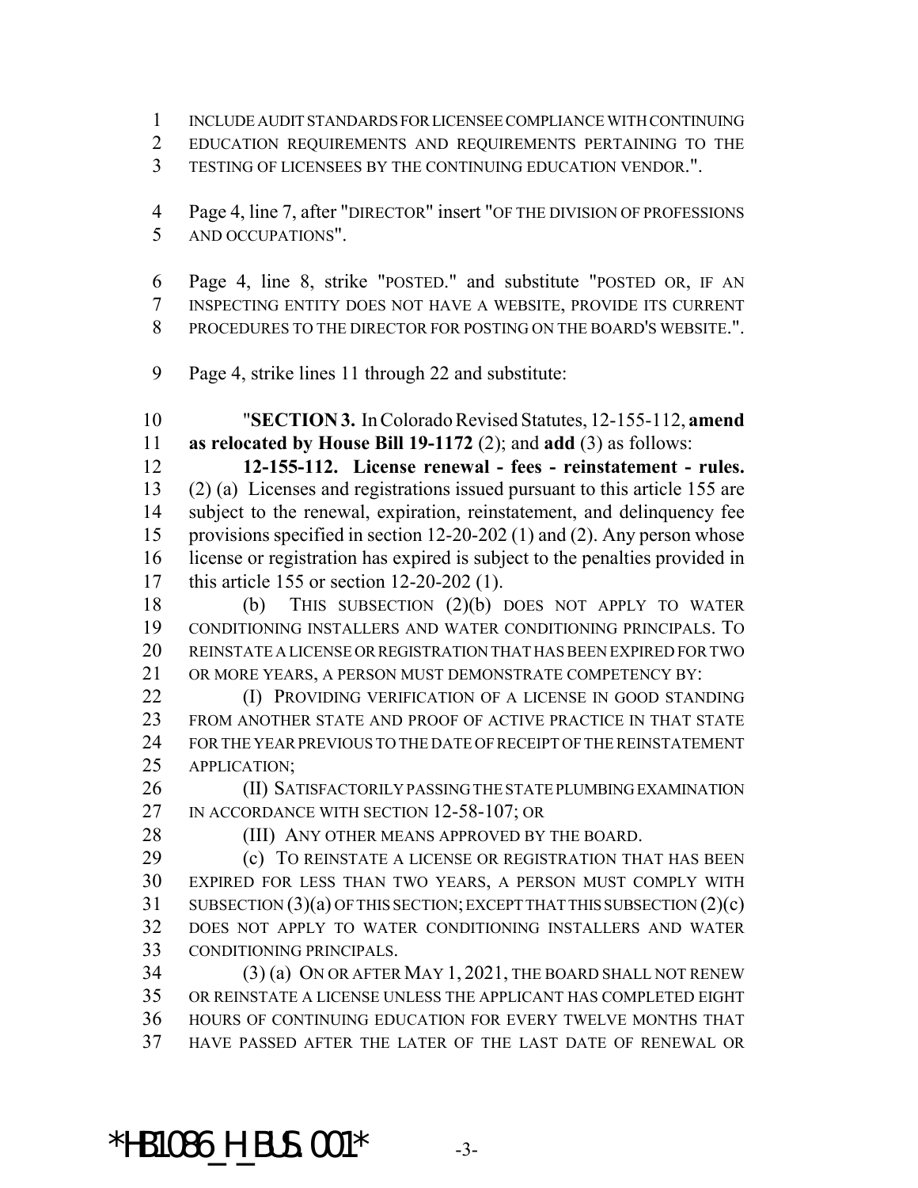INCLUDE AUDIT STANDARDS FOR LICENSEE COMPLIANCE WITH CONTINUING EDUCATION REQUIREMENTS AND REQUIREMENTS PERTAINING TO THE TESTING OF LICENSEES BY THE CONTINUING EDUCATION VENDOR.".

Page 4, line 7, after "DIRECTOR" insert "OF THE DIVISION OF PROFESSIONS AND OCCUPATIONS".

Page 4, line 8, strike "POSTED." and substitute "POSTED OR, IF AN INSPECTING ENTITY DOES NOT HAVE A WEBSITE, PROVIDE ITS CURRENT PROCEDURES TO THE DIRECTOR FOR POSTING ON THE BOARD'S WEBSITE.".

Page 4, strike lines 11 through 22 and substitute:

"**SECTION 3.** In Colorado Revised Statutes, 12-155-112, **amend as relocated by House Bill 19-1172** (2); and **add** (3) as follows:

**12-155-112. License renewal - fees - reinstatement - rules.** (2) (a) Licenses and registrations issued pursuant to this article 155 are subject to the renewal, expiration, reinstatement, and delinquency fee provisions specified in section 12-20-202 (1) and (2). Any person whose license or registration has expired is subject to the penalties provided in this article 155 or section 12-20-202 (1).

(b) THIS SUBSECTION (2)(b) DOES NOT APPLY TO WATER CONDITIONING INSTALLERS AND WATER CONDITIONING PRINCIPALS. TO REINSTATE A LICENSE OR REGISTRATION THAT HAS BEEN EXPIRED FOR TWO OR MORE YEARS, A PERSON MUST DEMONSTRATE COMPETENCY BY:

(I) PROVIDING VERIFICATION OF A LICENSE IN GOOD STANDING FROM ANOTHER STATE AND PROOF OF ACTIVE PRACTICE IN THAT STATE FOR THE YEAR PREVIOUS TO THE DATE OF RECEIPT OF THE REINSTATEMENT APPLICATION;

(II) SATISFACTORILY PASSING THE STATE PLUMBING EXAMINATION IN ACCORDANCE WITH SECTION 12-58-107; OR

(III) ANY OTHER MEANS APPROVED BY THE BOARD.

(c) TO REINSTATE A LICENSE OR REGISTRATION THAT HAS BEEN EXPIRED FOR LESS THAN TWO YEARS, A PERSON MUST COMPLY WITH SUBSECTION (3)(a) OF THIS SECTION; EXCEPT THAT THIS SUBSECTION (2)(c) DOES NOT APPLY TO WATER CONDITIONING INSTALLERS AND WATER CONDITIONING PRINCIPALS.

(3) (a) ON OR AFTER MAY 1, 2021, THE BOARD SHALL NOT RENEW OR REINSTATE A LICENSE UNLESS THE APPLICANT HAS COMPLETED EIGHT HOURS OF CONTINUING EDUCATION FOR EVERY TWELVE MONTHS THAT HAVE PASSED AFTER THE LATER OF THE LAST DATE OF RENEWAL OR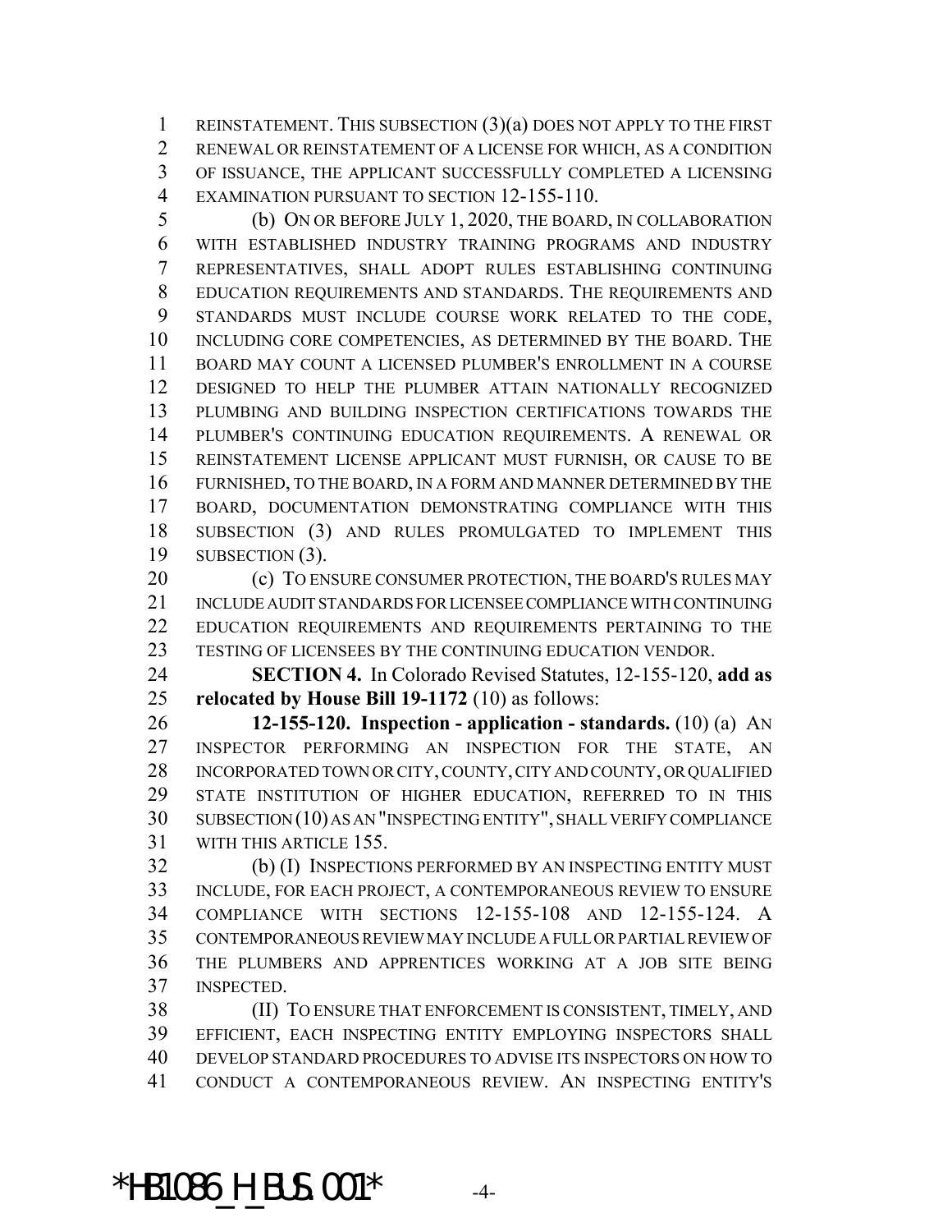REINSTATEMENT. THIS SUBSECTION (3)(a) DOES NOT APPLY TO THE FIRST RENEWAL OR REINSTATEMENT OF A LICENSE FOR WHICH, AS A CONDITION OF ISSUANCE, THE APPLICANT SUCCESSFULLY COMPLETED A LICENSING EXAMINATION PURSUANT TO SECTION 12-155-110.

(b) ON OR BEFORE JULY 1, 2020, THE BOARD, IN COLLABORATION WITH ESTABLISHED INDUSTRY TRAINING PROGRAMS AND INDUSTRY REPRESENTATIVES, SHALL ADOPT RULES ESTABLISHING CONTINUING EDUCATION REQUIREMENTS AND STANDARDS. THE REQUIREMENTS AND STANDARDS MUST INCLUDE COURSE WORK RELATED TO THE CODE, INCLUDING CORE COMPETENCIES, AS DETERMINED BY THE BOARD. THE BOARD MAY COUNT A LICENSED PLUMBER'S ENROLLMENT IN A COURSE DESIGNED TO HELP THE PLUMBER ATTAIN NATIONALLY RECOGNIZED PLUMBING AND BUILDING INSPECTION CERTIFICATIONS TOWARDS THE PLUMBER'S CONTINUING EDUCATION REQUIREMENTS. A RENEWAL OR REINSTATEMENT LICENSE APPLICANT MUST FURNISH, OR CAUSE TO BE FURNISHED, TO THE BOARD, IN A FORM AND MANNER DETERMINED BY THE BOARD, DOCUMENTATION DEMONSTRATING COMPLIANCE WITH THIS SUBSECTION (3) AND RULES PROMULGATED TO IMPLEMENT THIS SUBSECTION (3).

(c) TO ENSURE CONSUMER PROTECTION, THE BOARD'S RULES MAY INCLUDE AUDIT STANDARDS FOR LICENSEE COMPLIANCE WITH CONTINUING EDUCATION REQUIREMENTS AND REQUIREMENTS PERTAINING TO THE TESTING OF LICENSEES BY THE CONTINUING EDUCATION VENDOR.

**SECTION 4.** In Colorado Revised Statutes, 12-155-120, **add as relocated by House Bill 19-1172** (10) as follows:

**12-155-120. Inspection - application - standards.** (10) (a) AN INSPECTOR PERFORMING AN INSPECTION FOR THE STATE, AN INCORPORATED TOWN OR CITY, COUNTY, CITY AND COUNTY, OR QUALIFIED STATE INSTITUTION OF HIGHER EDUCATION, REFERRED TO IN THIS SUBSECTION (10) AS AN "INSPECTING ENTITY", SHALL VERIFY COMPLIANCE WITH THIS ARTICLE 155.

(b) (I) INSPECTIONS PERFORMED BY AN INSPECTING ENTITY MUST INCLUDE, FOR EACH PROJECT, A CONTEMPORANEOUS REVIEW TO ENSURE COMPLIANCE WITH SECTIONS 12-155-108 AND 12-155-124. A CONTEMPORANEOUS REVIEW MAY INCLUDE A FULL OR PARTIAL REVIEW OF THE PLUMBERS AND APPRENTICES WORKING AT A JOB SITE BEING INSPECTED.

(II) TO ENSURE THAT ENFORCEMENT IS CONSISTENT, TIMELY, AND EFFICIENT, EACH INSPECTING ENTITY EMPLOYING INSPECTORS SHALL DEVELOP STANDARD PROCEDURES TO ADVISE ITS INSPECTORS ON HOW TO CONDUCT A CONTEMPORANEOUS REVIEW. AN INSPECTING ENTITY'S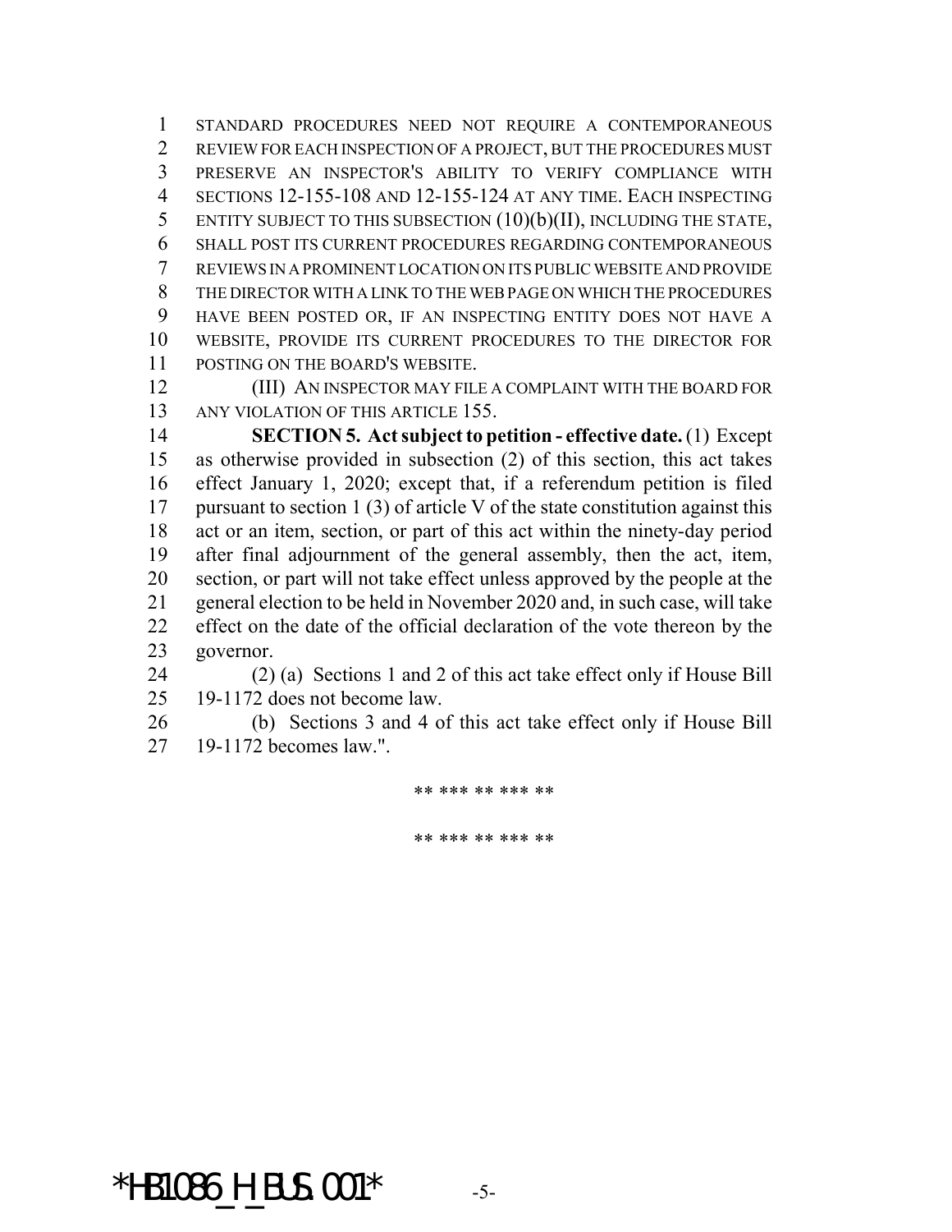STANDARD PROCEDURES NEED NOT REQUIRE A CONTEMPORANEOUS REVIEW FOR EACH INSPECTION OF A PROJECT, BUT THE PROCEDURES MUST PRESERVE AN INSPECTOR'S ABILITY TO VERIFY COMPLIANCE WITH SECTIONS 12-155-108 AND 12-155-124 AT ANY TIME. EACH INSPECTING ENTITY SUBJECT TO THIS SUBSECTION (10)(b)(II), INCLUDING THE STATE, SHALL POST ITS CURRENT PROCEDURES REGARDING CONTEMPORANEOUS REVIEWS IN A PROMINENT LOCATION ON ITS PUBLIC WEBSITE AND PROVIDE THE DIRECTOR WITH A LINK TO THE WEB PAGE ON WHICH THE PROCEDURES HAVE BEEN POSTED OR, IF AN INSPECTING ENTITY DOES NOT HAVE A WEBSITE, PROVIDE ITS CURRENT PROCEDURES TO THE DIRECTOR FOR POSTING ON THE BOARD'S WEBSITE.

(III) AN INSPECTOR MAY FILE A COMPLAINT WITH THE BOARD FOR ANY VIOLATION OF THIS ARTICLE 155.

**SECTION 5. Act subject to petition - effective date.** (1) Except as otherwise provided in subsection (2) of this section, this act takes effect January 1, 2020; except that, if a referendum petition is filed pursuant to section 1 (3) of article V of the state constitution against this act or an item, section, or part of this act within the ninety-day period after final adjournment of the general assembly, then the act, item, section, or part will not take effect unless approved by the people at the general election to be held in November 2020 and, in such case, will take effect on the date of the official declaration of the vote thereon by the governor.

(2) (a) Sections 1 and 2 of this act take effect only if House Bill 19-1172 does not become law.

(b) Sections 3 and 4 of this act take effect only if House Bill 19-1172 becomes law.".

** *** ** *** **

** *** ** *** **

*HB1086_H_BUS.001*